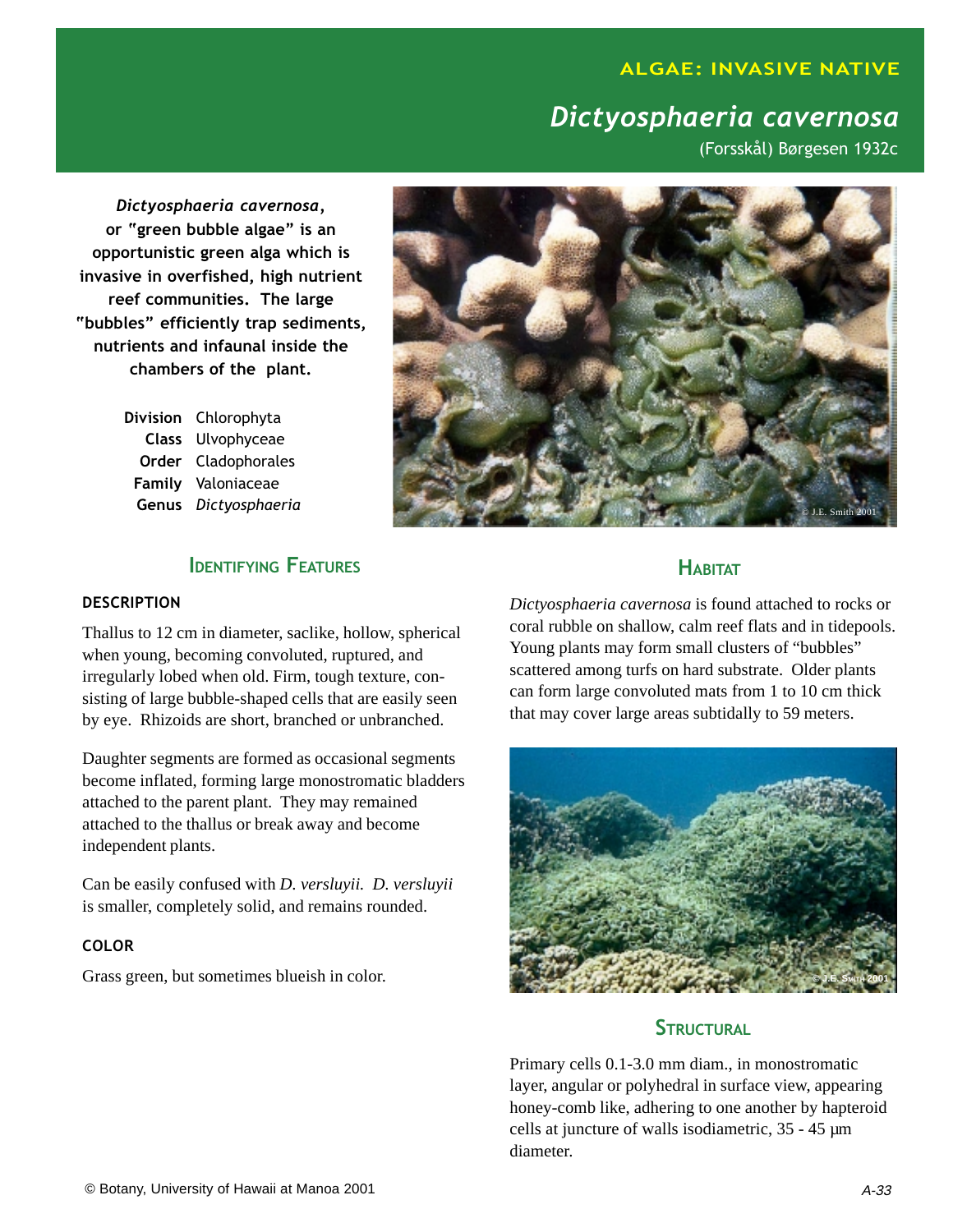ALGAE: INVASIVE NATIVE

# *Dictyosphaeria cavernosa*

(Forsskål) Børgesen 1932c

***Dictyosphaeria cavernosa*, or "green bubble algae" is an opportunistic green alga which is invasive in overfished, high nutrient reef communities. The large "bubbles" efficiently trap sediments, nutrients and infaunal inside the chambers of the plant.**

| | |
|---|---|
| **Division** | Chlorophyta |
| **Class** | Ulvophyceae |
| **Order** | Cladophorales |
| **Family** | Valoniaceae |
| **Genus** | *Dictyosphaeria* |

© J.E. Smith 2001

## Identifying Features

### DESCRIPTION

Thallus to 12 cm in diameter, saclike, hollow, spherical when young, becoming convoluted, ruptured, and irregularly lobed when old. Firm, tough texture, consisting of large bubble-shaped cells that are easily seen by eye. Rhizoids are short, branched or unbranched.

Daughter segments are formed as occasional segments become inflated, forming large monostromatic bladders attached to the parent plant. They may remained attached to the thallus or break away and become independent plants.

Can be easily confused with *D. versluyii. D. versluyii* is smaller, completely solid, and remains rounded.

### COLOR

Grass green, but sometimes blueish in color.

## Habitat

*Dictyosphaeria cavernosa* is found attached to rocks or coral rubble on shallow, calm reef flats and in tidepools. Young plants may form small clusters of "bubbles" scattered among turfs on hard substrate. Older plants can form large convoluted mats from 1 to 10 cm thick that may cover large areas subtidally to 59 meters.

© J.E. Smith 2001

## Structural

Primary cells 0.1-3.0 mm diam., in monostromatic layer, angular or polyhedral in surface view, appearing honey-comb like, adhering to one another by hapteroid cells at juncture of walls isodiametric, 35 - 45 µm diameter.

© Botany, University of Hawaii at Manoa 2001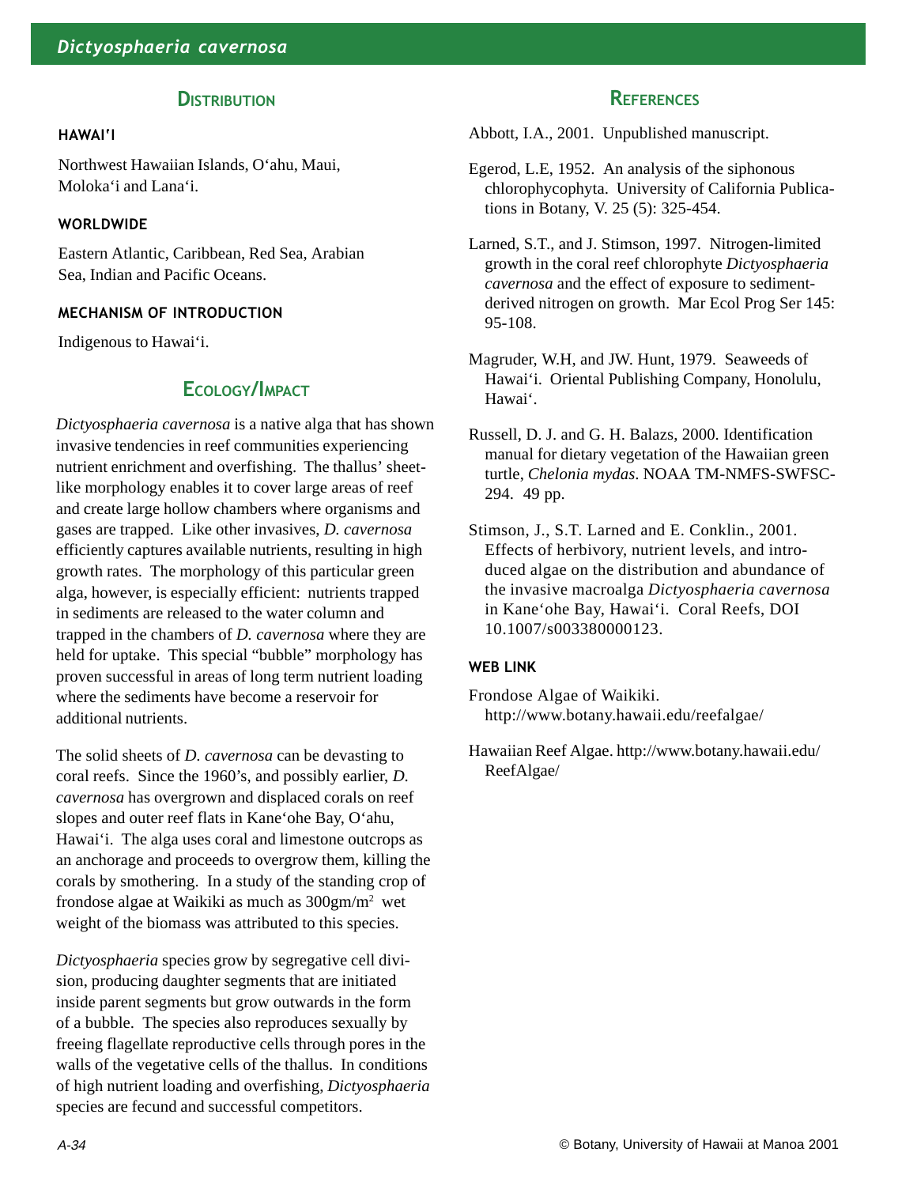# *Dictyosphaeria cavernosa*

## Distribution

### HAWAI'I

Northwest Hawaiian Islands, O'ahu, Maui, Moloka'i and Lana'i.

### WORLDWIDE

Eastern Atlantic, Caribbean, Red Sea, Arabian Sea, Indian and Pacific Oceans.

### MECHANISM OF INTRODUCTION

Indigenous to Hawai'i.

## Ecology/Impact

*Dictyosphaeria cavernosa* is a native alga that has shown invasive tendencies in reef communities experiencing nutrient enrichment and overfishing. The thallus' sheet-like morphology enables it to cover large areas of reef and create large hollow chambers where organisms and gases are trapped. Like other invasives, *D. cavernosa* efficiently captures available nutrients, resulting in high growth rates. The morphology of this particular green alga, however, is especially efficient: nutrients trapped in sediments are released to the water column and trapped in the chambers of *D. cavernosa* where they are held for uptake. This special "bubble" morphology has proven successful in areas of long term nutrient loading where the sediments have become a reservoir for additional nutrients.

The solid sheets of *D. cavernosa* can be devasting to coral reefs. Since the 1960's, and possibly earlier, *D. cavernosa* has overgrown and displaced corals on reef slopes and outer reef flats in Kane'ohe Bay, O'ahu, Hawai'i. The alga uses coral and limestone outcrops as an anchorage and proceeds to overgrow them, killing the corals by smothering. In a study of the standing crop of frondose algae at Waikiki as much as 300gm/m$^2$ wet weight of the biomass was attributed to this species.

*Dictyosphaeria* species grow by segregative cell division, producing daughter segments that are initiated inside parent segments but grow outwards in the form of a bubble. The species also reproduces sexually by freeing flagellate reproductive cells through pores in the walls of the vegetative cells of the thallus. In conditions of high nutrient loading and overfishing, *Dictyosphaeria* species are fecund and successful competitors.

## References

Abbott, I.A., 2001. Unpublished manuscript.

Egerod, L.E, 1952. An analysis of the siphonous chlorophycophyta. University of California Publications in Botany, V. 25 (5): 325-454.

Larned, S.T., and J. Stimson, 1997. Nitrogen-limited growth in the coral reef chlorophyte *Dictyosphaeria cavernosa* and the effect of exposure to sediment-derived nitrogen on growth. Mar Ecol Prog Ser 145: 95-108.

Magruder, W.H, and JW. Hunt, 1979. Seaweeds of Hawai'i. Oriental Publishing Company, Honolulu, Hawai'.

Russell, D. J. and G. H. Balazs, 2000. Identification manual for dietary vegetation of the Hawaiian green turtle, *Chelonia mydas*. NOAA TM-NMFS-SWFSC-294. 49 pp.

Stimson, J., S.T. Larned and E. Conklin., 2001. Effects of herbivory, nutrient levels, and introduced algae on the distribution and abundance of the invasive macroalga *Dictyosphaeria cavernosa* in Kane'ohe Bay, Hawai'i. Coral Reefs, DOI 10.1007/s003380000123.

### WEB LINK

Frondose Algae of Waikiki. http://www.botany.hawaii.edu/reefalgae/

Hawaiian Reef Algae. http://www.botany.hawaii.edu/ReefAlgae/

© Botany, University of Hawaii at Manoa 2001